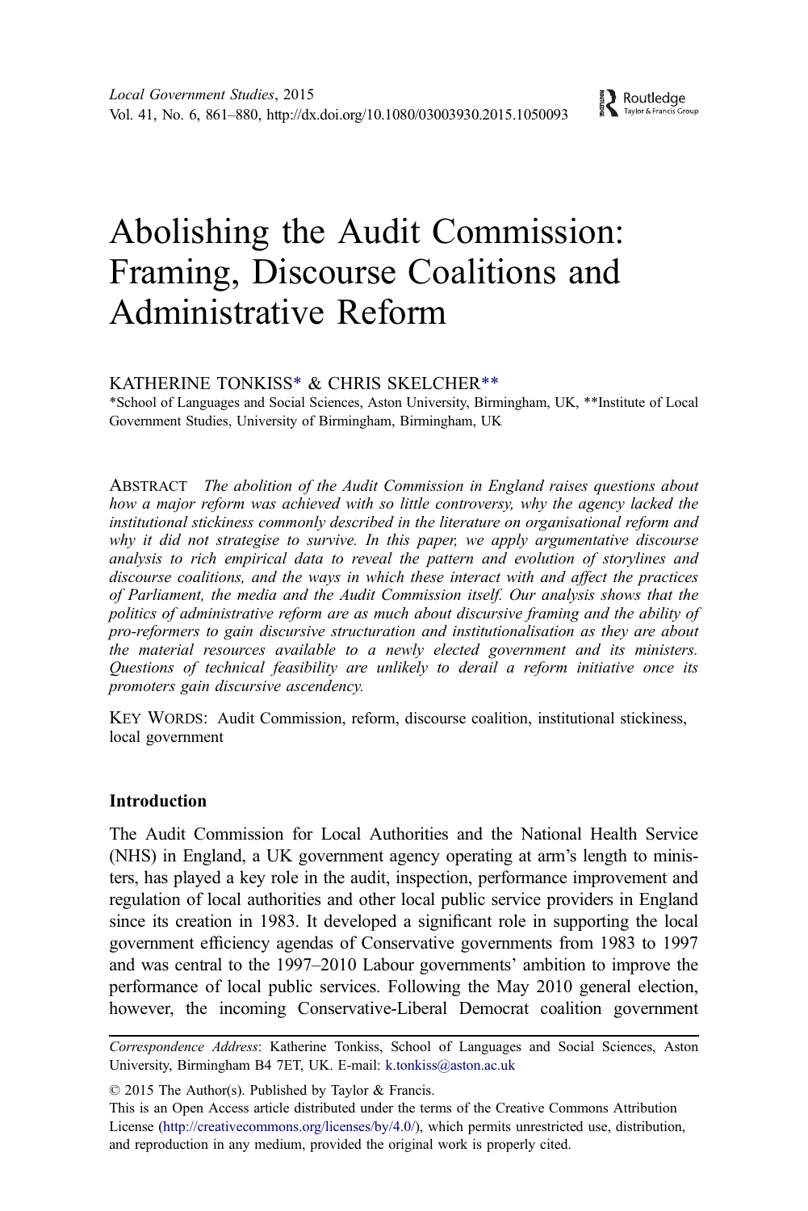# Abolishing the Audit Commission: Framing, Discourse Coalitions and Administrative Reform

KATHERINE TONKISS* & CHRIS SKELCHER**

*School of Languages and Social Sciences, Aston University, Birmingham, UK, **Institute of Local Government Studies, University of Birmingham, Birmingham, UK

ABSTRACT *The abolition of the Audit Commission in England raises questions about how a major reform was achieved with so little controversy, why the agency lacked the institutional stickiness commonly described in the literature on organisational reform and why it did not strategise to survive. In this paper, we apply argumentative discourse analysis to rich empirical data to reveal the pattern and evolution of storylines and discourse coalitions, and the ways in which these interact with and affect the practices of Parliament, the media and the Audit Commission itself. Our analysis shows that the politics of administrative reform are as much about discursive framing and the ability of pro-reformers to gain discursive structuration and institutionalisation as they are about the material resources available to a newly elected government and its ministers. Questions of technical feasibility are unlikely to derail a reform initiative once its promoters gain discursive ascendency.*

KEY WORDS: Audit Commission, reform, discourse coalition, institutional stickiness, local government

## Introduction

The Audit Commission for Local Authorities and the National Health Service (NHS) in England, a UK government agency operating at arm's length to ministers, has played a key role in the audit, inspection, performance improvement and regulation of local authorities and other local public service providers in England since its creation in 1983. It developed a significant role in supporting the local government efficiency agendas of Conservative governments from 1983 to 1997 and was central to the 1997–2010 Labour governments' ambition to improve the performance of local public services. Following the May 2010 general election, however, the incoming Conservative-Liberal Democrat coalition government

*Correspondence Address*: Katherine Tonkiss, School of Languages and Social Sciences, Aston University, Birmingham B4 7ET, UK. E-mail: k.tonkiss@aston.ac.uk

© 2015 The Author(s). Published by Taylor & Francis.

This is an Open Access article distributed under the terms of the Creative Commons Attribution License (http://creativecommons.org/licenses/by/4.0/), which permits unrestricted use, distribution, and reproduction in any medium, provided the original work is properly cited.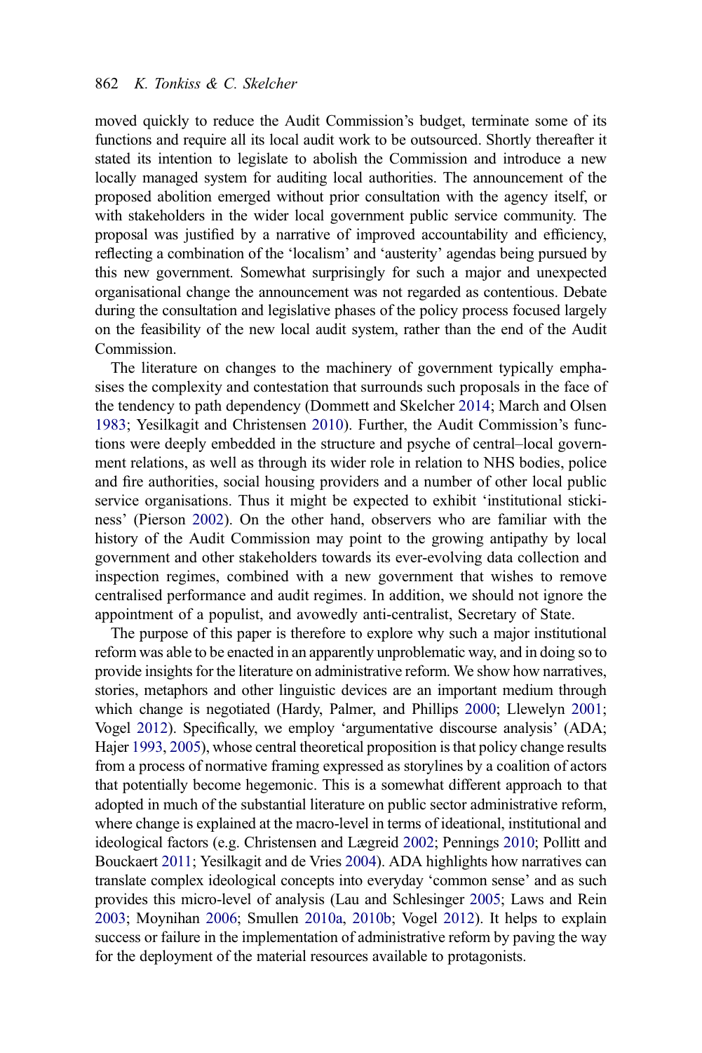moved quickly to reduce the Audit Commission's budget, terminate some of its functions and require all its local audit work to be outsourced. Shortly thereafter it stated its intention to legislate to abolish the Commission and introduce a new locally managed system for auditing local authorities. The announcement of the proposed abolition emerged without prior consultation with the agency itself, or with stakeholders in the wider local government public service community. The proposal was justified by a narrative of improved accountability and efficiency, reflecting a combination of the 'localism' and 'austerity' agendas being pursued by this new government. Somewhat surprisingly for such a major and unexpected organisational change the announcement was not regarded as contentious. Debate during the consultation and legislative phases of the policy process focused largely on the feasibility of the new local audit system, rather than the end of the Audit Commission.

The literature on changes to the machinery of government typically emphasises the complexity and contestation that surrounds such proposals in the face of the tendency to path dependency (Dommett and Skelcher 2014; March and Olsen 1983; Yesilkagit and Christensen 2010). Further, the Audit Commission's functions were deeply embedded in the structure and psyche of central–local government relations, as well as through its wider role in relation to NHS bodies, police and fire authorities, social housing providers and a number of other local public service organisations. Thus it might be expected to exhibit 'institutional stickiness' (Pierson 2002). On the other hand, observers who are familiar with the history of the Audit Commission may point to the growing antipathy by local government and other stakeholders towards its ever-evolving data collection and inspection regimes, combined with a new government that wishes to remove centralised performance and audit regimes. In addition, we should not ignore the appointment of a populist, and avowedly anti-centralist, Secretary of State.

The purpose of this paper is therefore to explore why such a major institutional reform was able to be enacted in an apparently unproblematic way, and in doing so to provide insights for the literature on administrative reform. We show how narratives, stories, metaphors and other linguistic devices are an important medium through which change is negotiated (Hardy, Palmer, and Phillips 2000; Llewelyn 2001; Vogel 2012). Specifically, we employ 'argumentative discourse analysis' (ADA; Hajer 1993, 2005), whose central theoretical proposition is that policy change results from a process of normative framing expressed as storylines by a coalition of actors that potentially become hegemonic. This is a somewhat different approach to that adopted in much of the substantial literature on public sector administrative reform, where change is explained at the macro-level in terms of ideational, institutional and ideological factors (e.g. Christensen and Lægreid 2002; Pennings 2010; Pollitt and Bouckaert 2011; Yesilkagit and de Vries 2004). ADA highlights how narratives can translate complex ideological concepts into everyday 'common sense' and as such provides this micro-level of analysis (Lau and Schlesinger 2005; Laws and Rein 2003; Moynihan 2006; Smullen 2010a, 2010b; Vogel 2012). It helps to explain success or failure in the implementation of administrative reform by paving the way for the deployment of the material resources available to protagonists.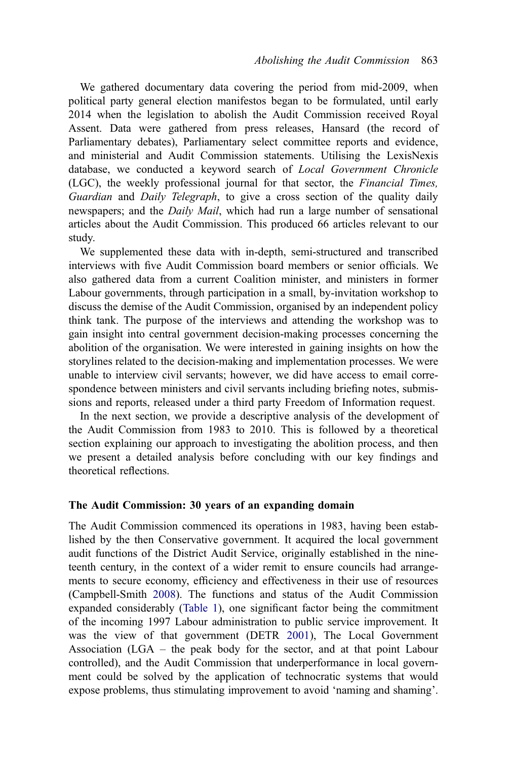We gathered documentary data covering the period from mid-2009, when political party general election manifestos began to be formulated, until early 2014 when the legislation to abolish the Audit Commission received Royal Assent. Data were gathered from press releases, Hansard (the record of Parliamentary debates), Parliamentary select committee reports and evidence, and ministerial and Audit Commission statements. Utilising the LexisNexis database, we conducted a keyword search of *Local Government Chronicle* (LGC), the weekly professional journal for that sector, the *Financial Times, Guardian* and *Daily Telegraph*, to give a cross section of the quality daily newspapers; and the *Daily Mail*, which had run a large number of sensational articles about the Audit Commission. This produced 66 articles relevant to our study.

We supplemented these data with in-depth, semi-structured and transcribed interviews with five Audit Commission board members or senior officials. We also gathered data from a current Coalition minister, and ministers in former Labour governments, through participation in a small, by-invitation workshop to discuss the demise of the Audit Commission, organised by an independent policy think tank. The purpose of the interviews and attending the workshop was to gain insight into central government decision-making processes concerning the abolition of the organisation. We were interested in gaining insights on how the storylines related to the decision-making and implementation processes. We were unable to interview civil servants; however, we did have access to email correspondence between ministers and civil servants including briefing notes, submissions and reports, released under a third party Freedom of Information request.

In the next section, we provide a descriptive analysis of the development of the Audit Commission from 1983 to 2010. This is followed by a theoretical section explaining our approach to investigating the abolition process, and then we present a detailed analysis before concluding with our key findings and theoretical reflections.

## The Audit Commission: 30 years of an expanding domain

The Audit Commission commenced its operations in 1983, having been established by the then Conservative government. It acquired the local government audit functions of the District Audit Service, originally established in the nineteenth century, in the context of a wider remit to ensure councils had arrangements to secure economy, efficiency and effectiveness in their use of resources (Campbell-Smith 2008). The functions and status of the Audit Commission expanded considerably (Table 1), one significant factor being the commitment of the incoming 1997 Labour administration to public service improvement. It was the view of that government (DETR 2001), The Local Government Association (LGA – the peak body for the sector, and at that point Labour controlled), and the Audit Commission that underperformance in local government could be solved by the application of technocratic systems that would expose problems, thus stimulating improvement to avoid 'naming and shaming'.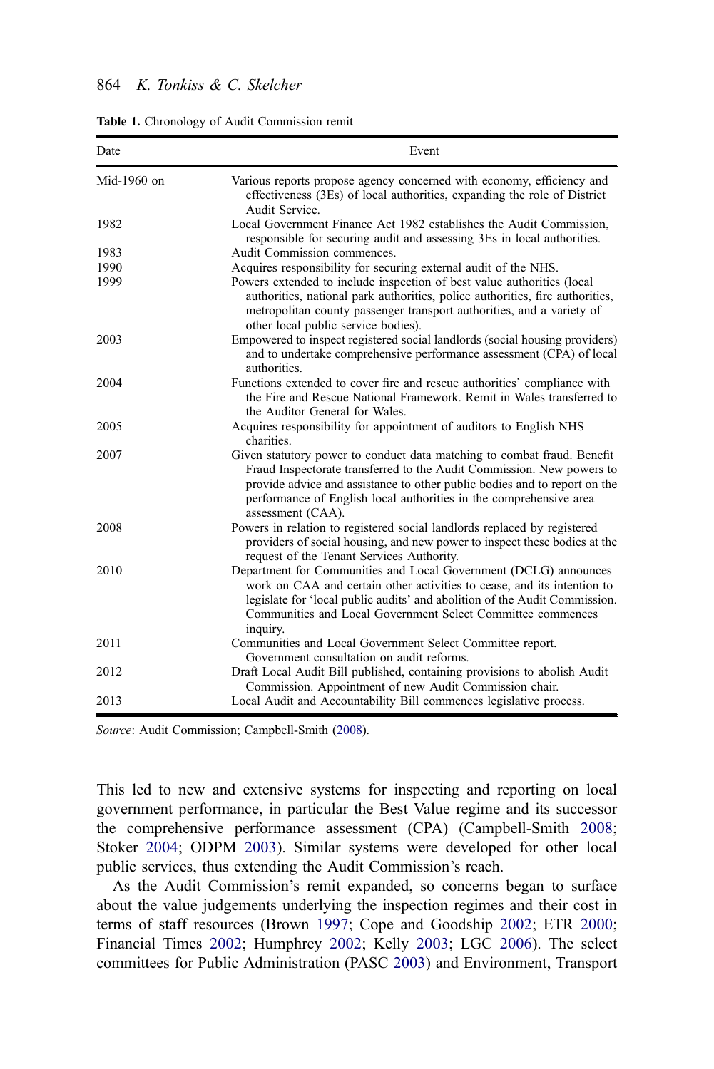**Table 1.** Chronology of Audit Commission remit

| Date | Event |
|---|---|
| Mid-1960 on | Various reports propose agency concerned with economy, efficiency and effectiveness (3Es) of local authorities, expanding the role of District Audit Service. |
| 1982 | Local Government Finance Act 1982 establishes the Audit Commission, responsible for securing audit and assessing 3Es in local authorities. |
| 1983 | Audit Commission commences. |
| 1990 | Acquires responsibility for securing external audit of the NHS. |
| 1999 | Powers extended to include inspection of best value authorities (local authorities, national park authorities, police authorities, fire authorities, metropolitan county passenger transport authorities, and a variety of other local public service bodies). |
| 2003 | Empowered to inspect registered social landlords (social housing providers) and to undertake comprehensive performance assessment (CPA) of local authorities. |
| 2004 | Functions extended to cover fire and rescue authorities' compliance with the Fire and Rescue National Framework. Remit in Wales transferred to the Auditor General for Wales. |
| 2005 | Acquires responsibility for appointment of auditors to English NHS charities. |
| 2007 | Given statutory power to conduct data matching to combat fraud. Benefit Fraud Inspectorate transferred to the Audit Commission. New powers to provide advice and assistance to other public bodies and to report on the performance of English local authorities in the comprehensive area assessment (CAA). |
| 2008 | Powers in relation to registered social landlords replaced by registered providers of social housing, and new power to inspect these bodies at the request of the Tenant Services Authority. |
| 2010 | Department for Communities and Local Government (DCLG) announces work on CAA and certain other activities to cease, and its intention to legislate for 'local public audits' and abolition of the Audit Commission. Communities and Local Government Select Committee commences inquiry. |
| 2011 | Communities and Local Government Select Committee report. Government consultation on audit reforms. |
| 2012 | Draft Local Audit Bill published, containing provisions to abolish Audit Commission. Appointment of new Audit Commission chair. |
| 2013 | Local Audit and Accountability Bill commences legislative process. |

*Source*: Audit Commission; Campbell-Smith (2008).

This led to new and extensive systems for inspecting and reporting on local government performance, in particular the Best Value regime and its successor the comprehensive performance assessment (CPA) (Campbell-Smith 2008; Stoker 2004; ODPM 2003). Similar systems were developed for other local public services, thus extending the Audit Commission's reach.

As the Audit Commission's remit expanded, so concerns began to surface about the value judgements underlying the inspection regimes and their cost in terms of staff resources (Brown 1997; Cope and Goodship 2002; ETR 2000; Financial Times 2002; Humphrey 2002; Kelly 2003; LGC 2006). The select committees for Public Administration (PASC 2003) and Environment, Transport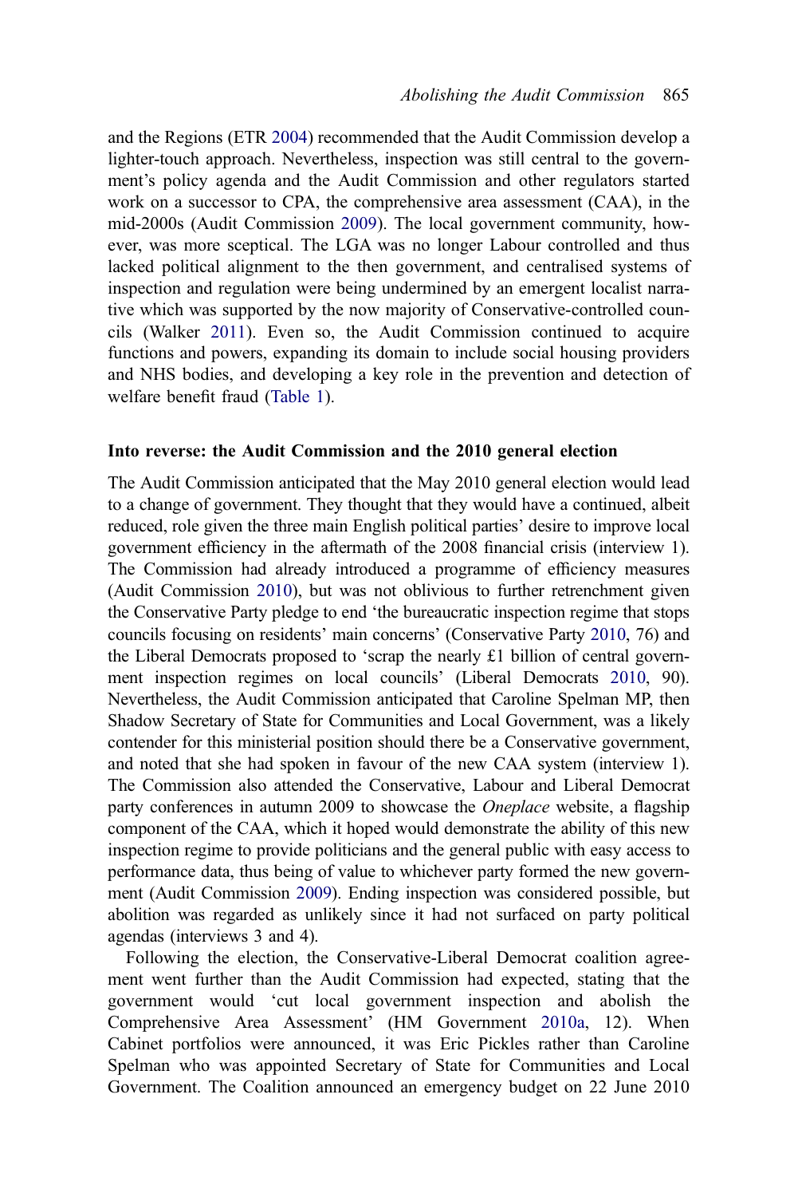and the Regions (ETR 2004) recommended that the Audit Commission develop a lighter-touch approach. Nevertheless, inspection was still central to the government's policy agenda and the Audit Commission and other regulators started work on a successor to CPA, the comprehensive area assessment (CAA), in the mid-2000s (Audit Commission 2009). The local government community, however, was more sceptical. The LGA was no longer Labour controlled and thus lacked political alignment to the then government, and centralised systems of inspection and regulation were being undermined by an emergent localist narrative which was supported by the now majority of Conservative-controlled councils (Walker 2011). Even so, the Audit Commission continued to acquire functions and powers, expanding its domain to include social housing providers and NHS bodies, and developing a key role in the prevention and detection of welfare benefit fraud (Table 1).

**Into reverse: the Audit Commission and the 2010 general election**

The Audit Commission anticipated that the May 2010 general election would lead to a change of government. They thought that they would have a continued, albeit reduced, role given the three main English political parties' desire to improve local government efficiency in the aftermath of the 2008 financial crisis (interview 1). The Commission had already introduced a programme of efficiency measures (Audit Commission 2010), but was not oblivious to further retrenchment given the Conservative Party pledge to end 'the bureaucratic inspection regime that stops councils focusing on residents' main concerns' (Conservative Party 2010, 76) and the Liberal Democrats proposed to 'scrap the nearly £1 billion of central government inspection regimes on local councils' (Liberal Democrats 2010, 90). Nevertheless, the Audit Commission anticipated that Caroline Spelman MP, then Shadow Secretary of State for Communities and Local Government, was a likely contender for this ministerial position should there be a Conservative government, and noted that she had spoken in favour of the new CAA system (interview 1). The Commission also attended the Conservative, Labour and Liberal Democrat party conferences in autumn 2009 to showcase the *Oneplace* website, a flagship component of the CAA, which it hoped would demonstrate the ability of this new inspection regime to provide politicians and the general public with easy access to performance data, thus being of value to whichever party formed the new government (Audit Commission 2009). Ending inspection was considered possible, but abolition was regarded as unlikely since it had not surfaced on party political agendas (interviews 3 and 4).

Following the election, the Conservative-Liberal Democrat coalition agreement went further than the Audit Commission had expected, stating that the government would 'cut local government inspection and abolish the Comprehensive Area Assessment' (HM Government 2010a, 12). When Cabinet portfolios were announced, it was Eric Pickles rather than Caroline Spelman who was appointed Secretary of State for Communities and Local Government. The Coalition announced an emergency budget on 22 June 2010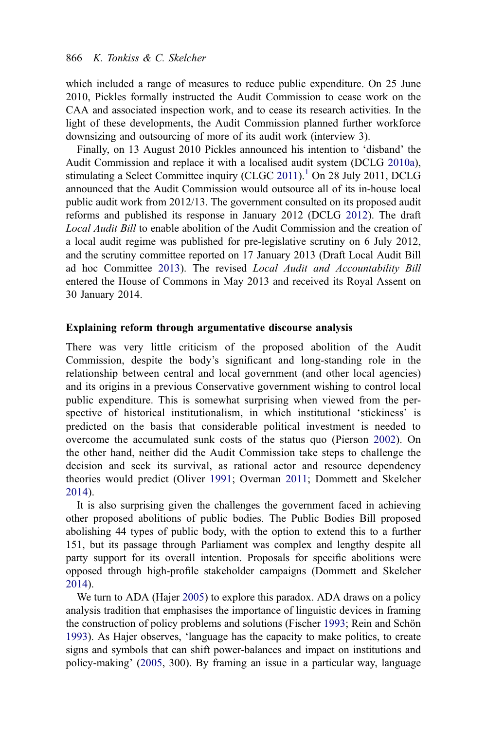which included a range of measures to reduce public expenditure. On 25 June 2010, Pickles formally instructed the Audit Commission to cease work on the CAA and associated inspection work, and to cease its research activities. In the light of these developments, the Audit Commission planned further workforce downsizing and outsourcing of more of its audit work (interview 3).

Finally, on 13 August 2010 Pickles announced his intention to 'disband' the Audit Commission and replace it with a localised audit system (DCLG 2010a), stimulating a Select Committee inquiry (CLGC 2011).[1] On 28 July 2011, DCLG announced that the Audit Commission would outsource all of its in-house local public audit work from 2012/13. The government consulted on its proposed audit reforms and published its response in January 2012 (DCLG 2012). The draft *Local Audit Bill* to enable abolition of the Audit Commission and the creation of a local audit regime was published for pre-legislative scrutiny on 6 July 2012, and the scrutiny committee reported on 17 January 2013 (Draft Local Audit Bill ad hoc Committee 2013). The revised *Local Audit and Accountability Bill* entered the House of Commons in May 2013 and received its Royal Assent on 30 January 2014.

## Explaining reform through argumentative discourse analysis

There was very little criticism of the proposed abolition of the Audit Commission, despite the body's significant and long-standing role in the relationship between central and local government (and other local agencies) and its origins in a previous Conservative government wishing to control local public expenditure. This is somewhat surprising when viewed from the perspective of historical institutionalism, in which institutional 'stickiness' is predicted on the basis that considerable political investment is needed to overcome the accumulated sunk costs of the status quo (Pierson 2002). On the other hand, neither did the Audit Commission take steps to challenge the decision and seek its survival, as rational actor and resource dependency theories would predict (Oliver 1991; Overman 2011; Dommett and Skelcher 2014).

It is also surprising given the challenges the government faced in achieving other proposed abolitions of public bodies. The Public Bodies Bill proposed abolishing 44 types of public body, with the option to extend this to a further 151, but its passage through Parliament was complex and lengthy despite all party support for its overall intention. Proposals for specific abolitions were opposed through high-profile stakeholder campaigns (Dommett and Skelcher 2014).

We turn to ADA (Hajer 2005) to explore this paradox. ADA draws on a policy analysis tradition that emphasises the importance of linguistic devices in framing the construction of policy problems and solutions (Fischer 1993; Rein and Schön 1993). As Hajer observes, 'language has the capacity to make politics, to create signs and symbols that can shift power-balances and impact on institutions and policy-making' (2005, 300). By framing an issue in a particular way, language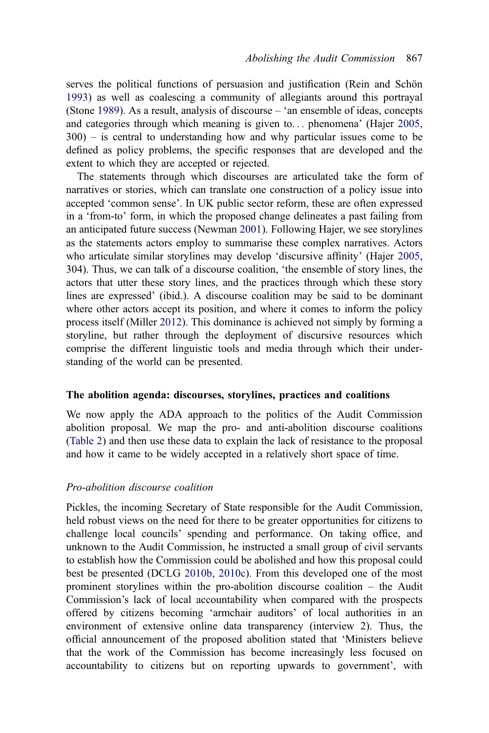serves the political functions of persuasion and justification (Rein and Schön 1993) as well as coalescing a community of allegiants around this portrayal (Stone 1989). As a result, analysis of discourse – 'an ensemble of ideas, concepts and categories through which meaning is given to… phenomena' (Hajer 2005, 300) – is central to understanding how and why particular issues come to be defined as policy problems, the specific responses that are developed and the extent to which they are accepted or rejected.

The statements through which discourses are articulated take the form of narratives or stories, which can translate one construction of a policy issue into accepted 'common sense'. In UK public sector reform, these are often expressed in a 'from-to' form, in which the proposed change delineates a past failing from an anticipated future success (Newman 2001). Following Hajer, we see storylines as the statements actors employ to summarise these complex narratives. Actors who articulate similar storylines may develop 'discursive affinity' (Hajer 2005, 304). Thus, we can talk of a discourse coalition, 'the ensemble of story lines, the actors that utter these story lines, and the practices through which these story lines are expressed' (ibid.). A discourse coalition may be said to be dominant where other actors accept its position, and where it comes to inform the policy process itself (Miller 2012). This dominance is achieved not simply by forming a storyline, but rather through the deployment of discursive resources which comprise the different linguistic tools and media through which their understanding of the world can be presented.

## The abolition agenda: discourses, storylines, practices and coalitions

We now apply the ADA approach to the politics of the Audit Commission abolition proposal. We map the pro- and anti-abolition discourse coalitions (Table 2) and then use these data to explain the lack of resistance to the proposal and how it came to be widely accepted in a relatively short space of time.

### *Pro-abolition discourse coalition*

Pickles, the incoming Secretary of State responsible for the Audit Commission, held robust views on the need for there to be greater opportunities for citizens to challenge local councils' spending and performance. On taking office, and unknown to the Audit Commission, he instructed a small group of civil servants to establish how the Commission could be abolished and how this proposal could best be presented (DCLG 2010b, 2010c). From this developed one of the most prominent storylines within the pro-abolition discourse coalition – the Audit Commission's lack of local accountability when compared with the prospects offered by citizens becoming 'armchair auditors' of local authorities in an environment of extensive online data transparency (interview 2). Thus, the official announcement of the proposed abolition stated that 'Ministers believe that the work of the Commission has become increasingly less focused on accountability to citizens but on reporting upwards to government', with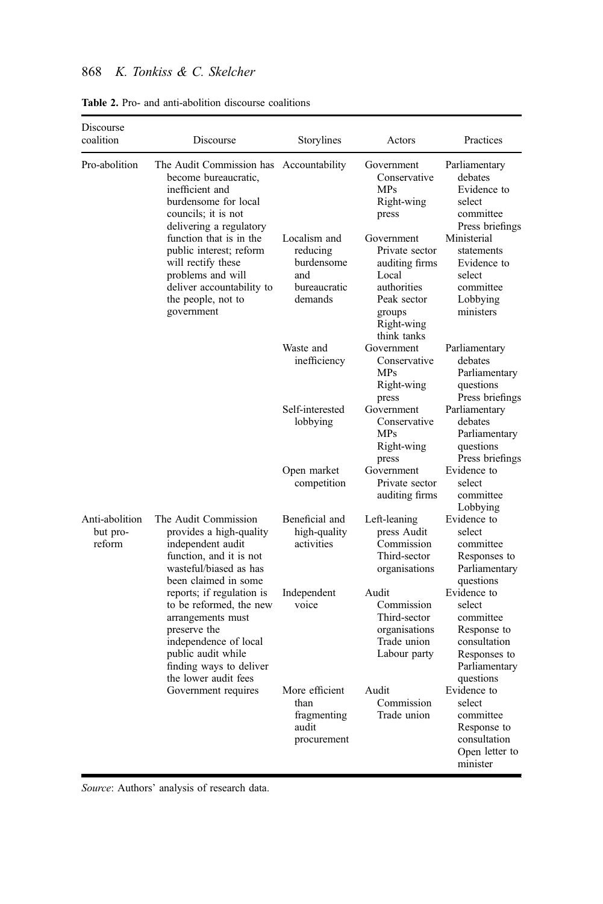**Table 2.** Pro- and anti-abolition discourse coalitions

| Discourse coalition | Discourse | Storylines | Actors | Practices |
|---|---|---|---|---|
| Pro-abolition | The Audit Commission has become bureaucratic, inefficient and burdensome for local councils; it is not delivering a regulatory function that is in the public interest; reform will rectify these problems and will deliver accountability to the people, not to government | Accountability | Government Conservative MPs Right-wing press | Parliamentary debates Evidence to select committee Press briefings |
| | | Localism and reducing burdensome and bureaucratic demands | Government Private sector auditing firms Local authorities Peak sector groups Right-wing think tanks | Ministerial statements Evidence to select committee Lobbying ministers |
| | | Waste and inefficiency | Government Conservative MPs Right-wing press | Parliamentary debates Parliamentary questions Press briefings |
| | | Self-interested lobbying | Government Conservative MPs Right-wing press | Parliamentary debates Parliamentary questions Press briefings |
| | | Open market competition | Government Private sector auditing firms | Evidence to select committee Lobbying |
| Anti-abolition but pro-reform | The Audit Commission provides a high-quality independent audit function, and it is not wasteful/biased as has been claimed in some reports; if regulation is to be reformed, the new arrangements must preserve the independence of local public audit while finding ways to deliver the lower audit fees Government requires | Beneficial and high-quality activities | Left-leaning press Audit Commission Third-sector organisations | Evidence to select committee Responses to Parliamentary questions |
| | | Independent voice | Audit Commission Third-sector organisations Trade union Labour party | Evidence to select committee Response to consultation Responses to Parliamentary questions |
| | | More efficient than fragmenting audit procurement | Audit Commission Trade union | Evidence to select committee Response to consultation Open letter to minister |

*Source*: Authors' analysis of research data.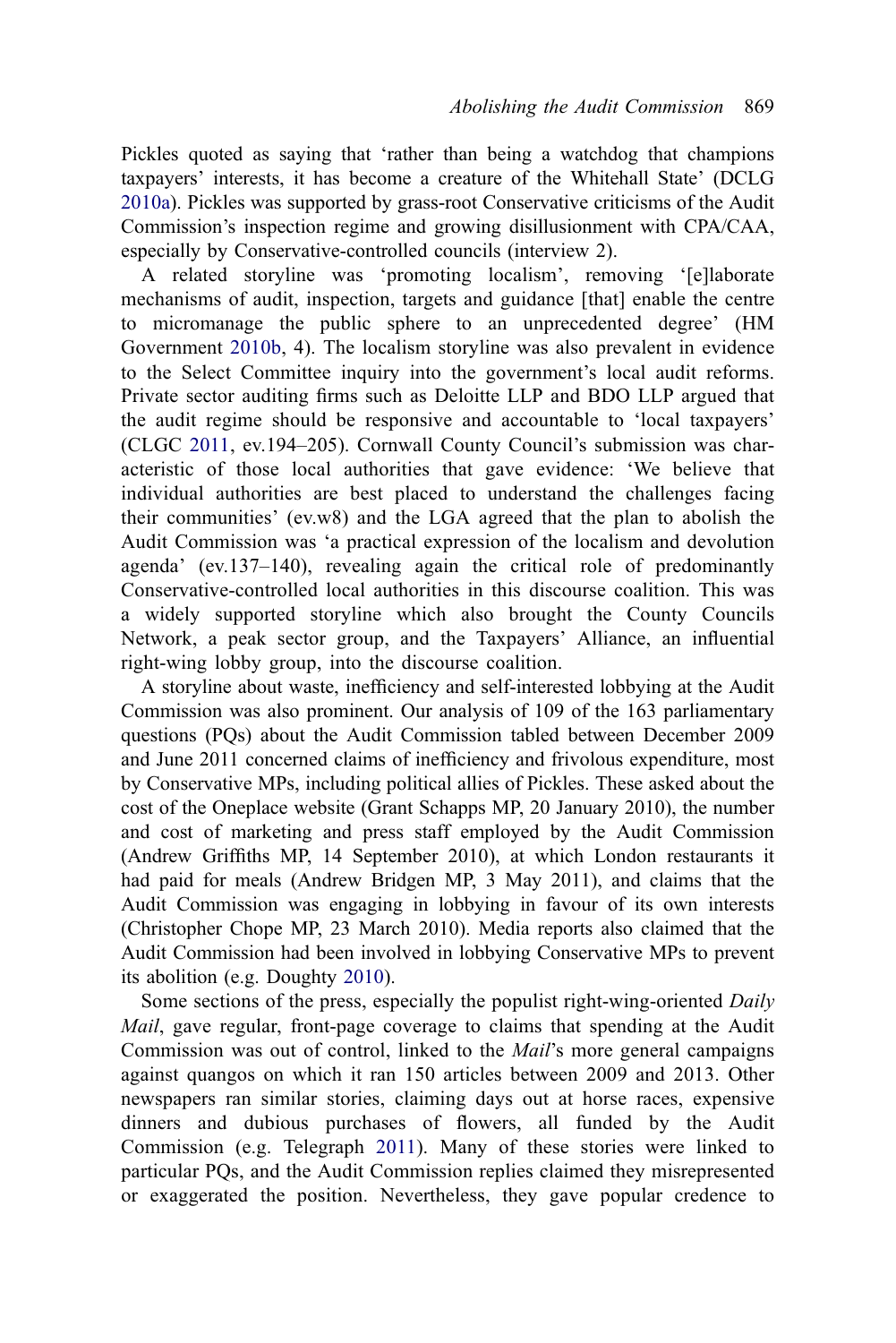Pickles quoted as saying that 'rather than being a watchdog that champions taxpayers' interests, it has become a creature of the Whitehall State' (DCLG 2010a). Pickles was supported by grass-root Conservative criticisms of the Audit Commission's inspection regime and growing disillusionment with CPA/CAA, especially by Conservative-controlled councils (interview 2).

A related storyline was 'promoting localism', removing '[e]laborate mechanisms of audit, inspection, targets and guidance [that] enable the centre to micromanage the public sphere to an unprecedented degree' (HM Government 2010b, 4). The localism storyline was also prevalent in evidence to the Select Committee inquiry into the government's local audit reforms. Private sector auditing firms such as Deloitte LLP and BDO LLP argued that the audit regime should be responsive and accountable to 'local taxpayers' (CLGC 2011, ev.194–205). Cornwall County Council's submission was characteristic of those local authorities that gave evidence: 'We believe that individual authorities are best placed to understand the challenges facing their communities' (ev.w8) and the LGA agreed that the plan to abolish the Audit Commission was 'a practical expression of the localism and devolution agenda' (ev.137–140), revealing again the critical role of predominantly Conservative-controlled local authorities in this discourse coalition. This was a widely supported storyline which also brought the County Councils Network, a peak sector group, and the Taxpayers' Alliance, an influential right-wing lobby group, into the discourse coalition.

A storyline about waste, inefficiency and self-interested lobbying at the Audit Commission was also prominent. Our analysis of 109 of the 163 parliamentary questions (PQs) about the Audit Commission tabled between December 2009 and June 2011 concerned claims of inefficiency and frivolous expenditure, most by Conservative MPs, including political allies of Pickles. These asked about the cost of the Oneplace website (Grant Schapps MP, 20 January 2010), the number and cost of marketing and press staff employed by the Audit Commission (Andrew Griffiths MP, 14 September 2010), at which London restaurants it had paid for meals (Andrew Bridgen MP, 3 May 2011), and claims that the Audit Commission was engaging in lobbying in favour of its own interests (Christopher Chope MP, 23 March 2010). Media reports also claimed that the Audit Commission had been involved in lobbying Conservative MPs to prevent its abolition (e.g. Doughty 2010).

Some sections of the press, especially the populist right-wing-oriented *Daily Mail*, gave regular, front-page coverage to claims that spending at the Audit Commission was out of control, linked to the *Mail*'s more general campaigns against quangos on which it ran 150 articles between 2009 and 2013. Other newspapers ran similar stories, claiming days out at horse races, expensive dinners and dubious purchases of flowers, all funded by the Audit Commission (e.g. Telegraph 2011). Many of these stories were linked to particular PQs, and the Audit Commission replies claimed they misrepresented or exaggerated the position. Nevertheless, they gave popular credence to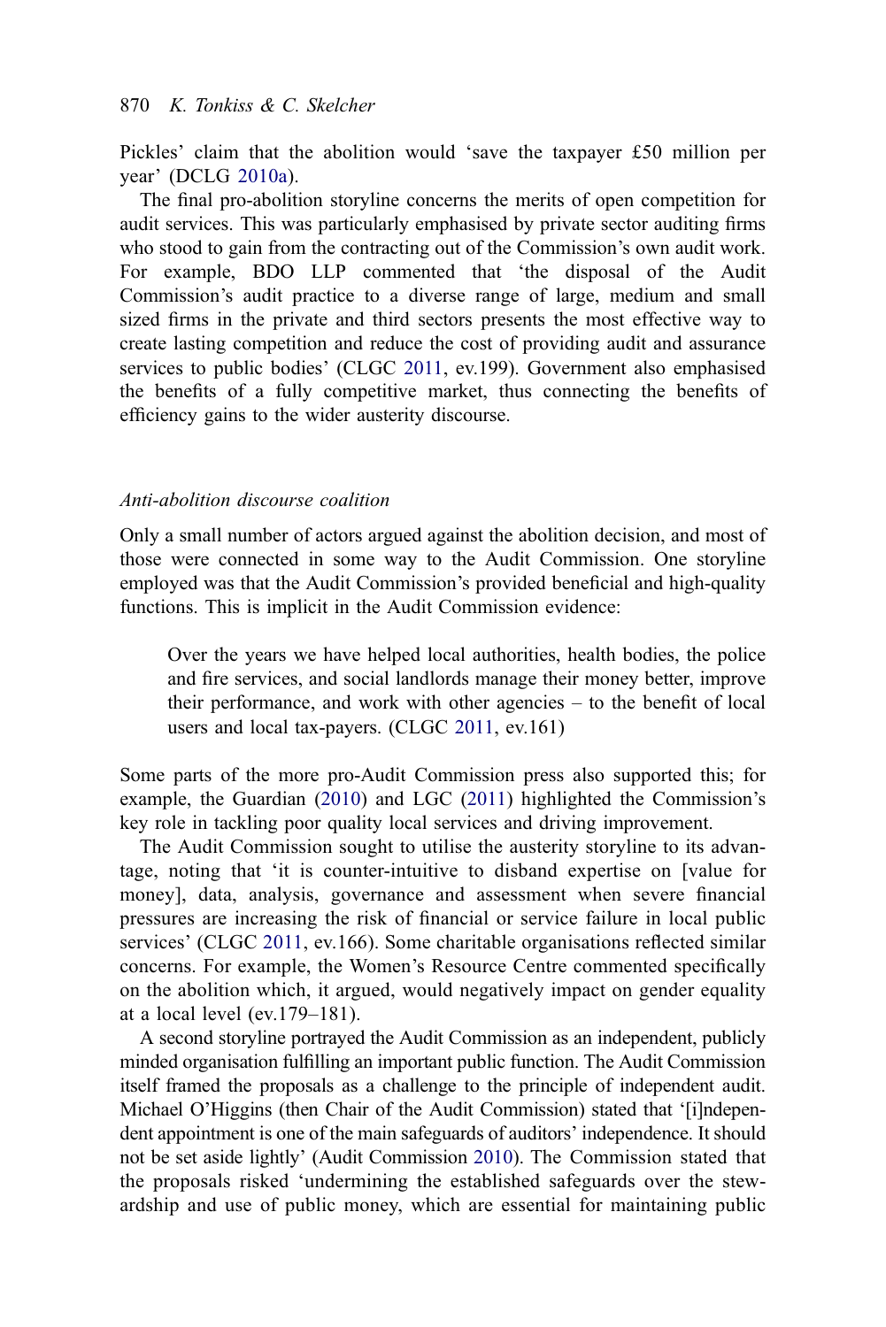Pickles' claim that the abolition would 'save the taxpayer £50 million per year' (DCLG 2010a).

The final pro-abolition storyline concerns the merits of open competition for audit services. This was particularly emphasised by private sector auditing firms who stood to gain from the contracting out of the Commission's own audit work. For example, BDO LLP commented that 'the disposal of the Audit Commission's audit practice to a diverse range of large, medium and small sized firms in the private and third sectors presents the most effective way to create lasting competition and reduce the cost of providing audit and assurance services to public bodies' (CLGC 2011, ev.199). Government also emphasised the benefits of a fully competitive market, thus connecting the benefits of efficiency gains to the wider austerity discourse.

### *Anti-abolition discourse coalition*

Only a small number of actors argued against the abolition decision, and most of those were connected in some way to the Audit Commission. One storyline employed was that the Audit Commission's provided beneficial and high-quality functions. This is implicit in the Audit Commission evidence:

> Over the years we have helped local authorities, health bodies, the police and fire services, and social landlords manage their money better, improve their performance, and work with other agencies – to the benefit of local users and local tax-payers. (CLGC 2011, ev.161)

Some parts of the more pro-Audit Commission press also supported this; for example, the Guardian (2010) and LGC (2011) highlighted the Commission's key role in tackling poor quality local services and driving improvement.

The Audit Commission sought to utilise the austerity storyline to its advantage, noting that 'it is counter-intuitive to disband expertise on [value for money], data, analysis, governance and assessment when severe financial pressures are increasing the risk of financial or service failure in local public services' (CLGC 2011, ev.166). Some charitable organisations reflected similar concerns. For example, the Women's Resource Centre commented specifically on the abolition which, it argued, would negatively impact on gender equality at a local level (ev.179–181).

A second storyline portrayed the Audit Commission as an independent, publicly minded organisation fulfilling an important public function. The Audit Commission itself framed the proposals as a challenge to the principle of independent audit. Michael O'Higgins (then Chair of the Audit Commission) stated that '[i]ndependent appointment is one of the main safeguards of auditors' independence. It should not be set aside lightly' (Audit Commission 2010). The Commission stated that the proposals risked 'undermining the established safeguards over the stewardship and use of public money, which are essential for maintaining public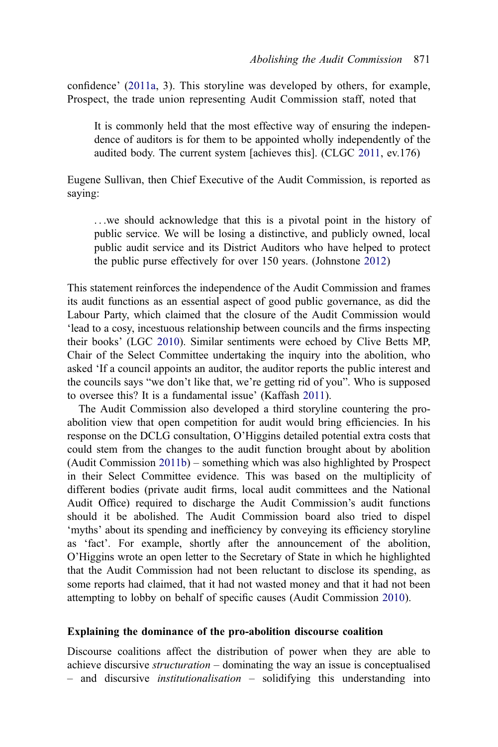confidence' (2011a, 3). This storyline was developed by others, for example, Prospect, the trade union representing Audit Commission staff, noted that

> It is commonly held that the most effective way of ensuring the independence of auditors is for them to be appointed wholly independently of the audited body. The current system [achieves this]. (CLGC 2011, ev.176)

Eugene Sullivan, then Chief Executive of the Audit Commission, is reported as saying:

> ...we should acknowledge that this is a pivotal point in the history of public service. We will be losing a distinctive, and publicly owned, local public audit service and its District Auditors who have helped to protect the public purse effectively for over 150 years. (Johnstone 2012)

This statement reinforces the independence of the Audit Commission and frames its audit functions as an essential aspect of good public governance, as did the Labour Party, which claimed that the closure of the Audit Commission would 'lead to a cosy, incestuous relationship between councils and the firms inspecting their books' (LGC 2010). Similar sentiments were echoed by Clive Betts MP, Chair of the Select Committee undertaking the inquiry into the abolition, who asked 'If a council appoints an auditor, the auditor reports the public interest and the councils says "we don't like that, we're getting rid of you". Who is supposed to oversee this? It is a fundamental issue' (Kaffash 2011).

The Audit Commission also developed a third storyline countering the pro-abolition view that open competition for audit would bring efficiencies. In his response on the DCLG consultation, O'Higgins detailed potential extra costs that could stem from the changes to the audit function brought about by abolition (Audit Commission 2011b) – something which was also highlighted by Prospect in their Select Committee evidence. This was based on the multiplicity of different bodies (private audit firms, local audit committees and the National Audit Office) required to discharge the Audit Commission's audit functions should it be abolished. The Audit Commission board also tried to dispel 'myths' about its spending and inefficiency by conveying its efficiency storyline as 'fact'. For example, shortly after the announcement of the abolition, O'Higgins wrote an open letter to the Secretary of State in which he highlighted that the Audit Commission had not been reluctant to disclose its spending, as some reports had claimed, that it had not wasted money and that it had not been attempting to lobby on behalf of specific causes (Audit Commission 2010).

## Explaining the dominance of the pro-abolition discourse coalition

Discourse coalitions affect the distribution of power when they are able to achieve discursive *structuration* – dominating the way an issue is conceptualised – and discursive *institutionalisation* – solidifying this understanding into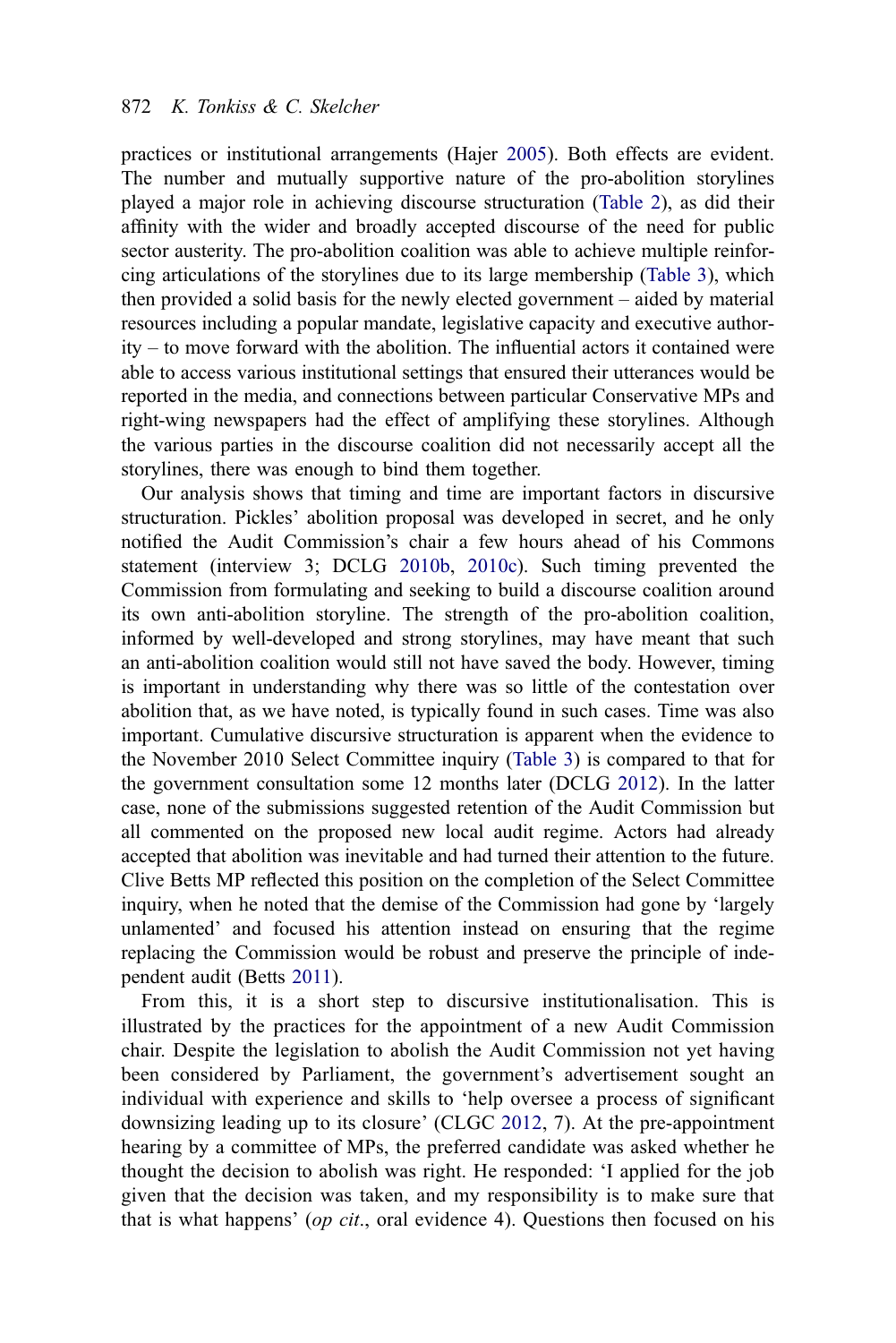practices or institutional arrangements (Hajer 2005). Both effects are evident. The number and mutually supportive nature of the pro-abolition storylines played a major role in achieving discourse structuration (Table 2), as did their affinity with the wider and broadly accepted discourse of the need for public sector austerity. The pro-abolition coalition was able to achieve multiple reinforcing articulations of the storylines due to its large membership (Table 3), which then provided a solid basis for the newly elected government – aided by material resources including a popular mandate, legislative capacity and executive authority – to move forward with the abolition. The influential actors it contained were able to access various institutional settings that ensured their utterances would be reported in the media, and connections between particular Conservative MPs and right-wing newspapers had the effect of amplifying these storylines. Although the various parties in the discourse coalition did not necessarily accept all the storylines, there was enough to bind them together.

Our analysis shows that timing and time are important factors in discursive structuration. Pickles' abolition proposal was developed in secret, and he only notified the Audit Commission's chair a few hours ahead of his Commons statement (interview 3; DCLG 2010b, 2010c). Such timing prevented the Commission from formulating and seeking to build a discourse coalition around its own anti-abolition storyline. The strength of the pro-abolition coalition, informed by well-developed and strong storylines, may have meant that such an anti-abolition coalition would still not have saved the body. However, timing is important in understanding why there was so little of the contestation over abolition that, as we have noted, is typically found in such cases. Time was also important. Cumulative discursive structuration is apparent when the evidence to the November 2010 Select Committee inquiry (Table 3) is compared to that for the government consultation some 12 months later (DCLG 2012). In the latter case, none of the submissions suggested retention of the Audit Commission but all commented on the proposed new local audit regime. Actors had already accepted that abolition was inevitable and had turned their attention to the future. Clive Betts MP reflected this position on the completion of the Select Committee inquiry, when he noted that the demise of the Commission had gone by 'largely unlamented' and focused his attention instead on ensuring that the regime replacing the Commission would be robust and preserve the principle of independent audit (Betts 2011).

From this, it is a short step to discursive institutionalisation. This is illustrated by the practices for the appointment of a new Audit Commission chair. Despite the legislation to abolish the Audit Commission not yet having been considered by Parliament, the government's advertisement sought an individual with experience and skills to 'help oversee a process of significant downsizing leading up to its closure' (CLGC 2012, 7). At the pre-appointment hearing by a committee of MPs, the preferred candidate was asked whether he thought the decision to abolish was right. He responded: 'I applied for the job given that the decision was taken, and my responsibility is to make sure that that is what happens' (*op cit*., oral evidence 4). Questions then focused on his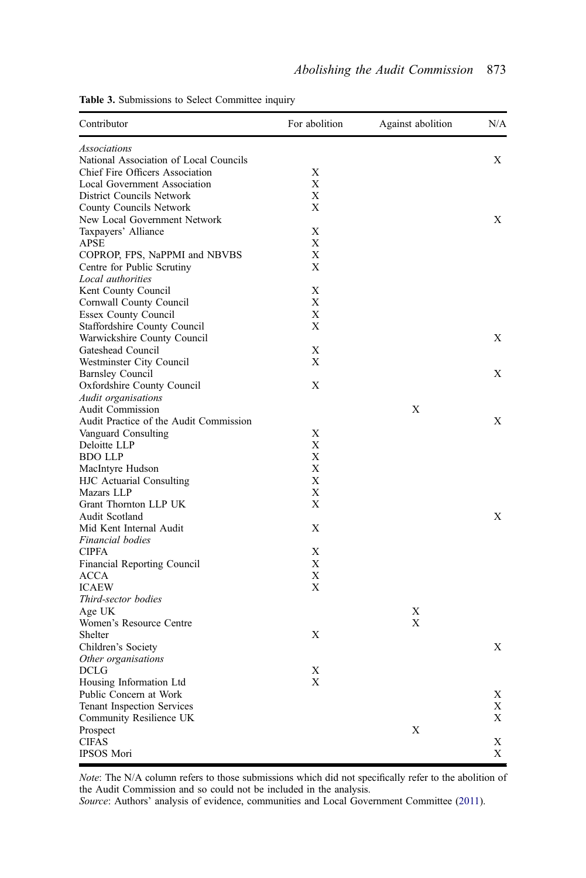**Table 3.** Submissions to Select Committee inquiry

| Contributor | For abolition | Against abolition | N/A |
|---|---|---|---|
| *Associations* | | | |
| National Association of Local Councils | | | X |
| Chief Fire Officers Association | X | | |
| Local Government Association | X | | |
| District Councils Network | X | | |
| County Councils Network | X | | |
| New Local Government Network | | | X |
| Taxpayers' Alliance | X | | |
| APSE | X | | |
| COPROP, FPS, NaPPMI and NBVBS | X | | |
| Centre for Public Scrutiny | X | | |
| *Local authorities* | | | |
| Kent County Council | X | | |
| Cornwall County Council | X | | |
| Essex County Council | X | | |
| Staffordshire County Council | X | | |
| Warwickshire County Council | | | X |
| Gateshead Council | X | | |
| Westminster City Council | X | | |
| Barnsley Council | | | X |
| Oxfordshire County Council | X | | |
| *Audit organisations* | | | |
| Audit Commission | | X | |
| Audit Practice of the Audit Commission | | | X |
| Vanguard Consulting | X | | |
| Deloitte LLP | X | | |
| BDO LLP | X | | |
| MacIntyre Hudson | X | | |
| HJC Actuarial Consulting | X | | |
| Mazars LLP | X | | |
| Grant Thornton LLP UK | X | | |
| Audit Scotland | | | X |
| Mid Kent Internal Audit | X | | |
| *Financial bodies* | | | |
| CIPFA | X | | |
| Financial Reporting Council | X | | |
| ACCA | X | | |
| ICAEW | X | | |
| *Third-sector bodies* | | | |
| Age UK | | X | |
| Women's Resource Centre | | X | |
| Shelter | X | | |
| Children's Society | | | X |
| *Other organisations* | | | |
| DCLG | X | | |
| Housing Information Ltd | X | | |
| Public Concern at Work | | | X |
| Tenant Inspection Services | | | X |
| Community Resilience UK | | | X |
| Prospect | | X | |
| CIFAS | | | X |
| IPSOS Mori | | | X |

*Note*: The N/A column refers to those submissions which did not specifically refer to the abolition of the Audit Commission and so could not be included in the analysis.
*Source*: Authors' analysis of evidence, communities and Local Government Committee (2011).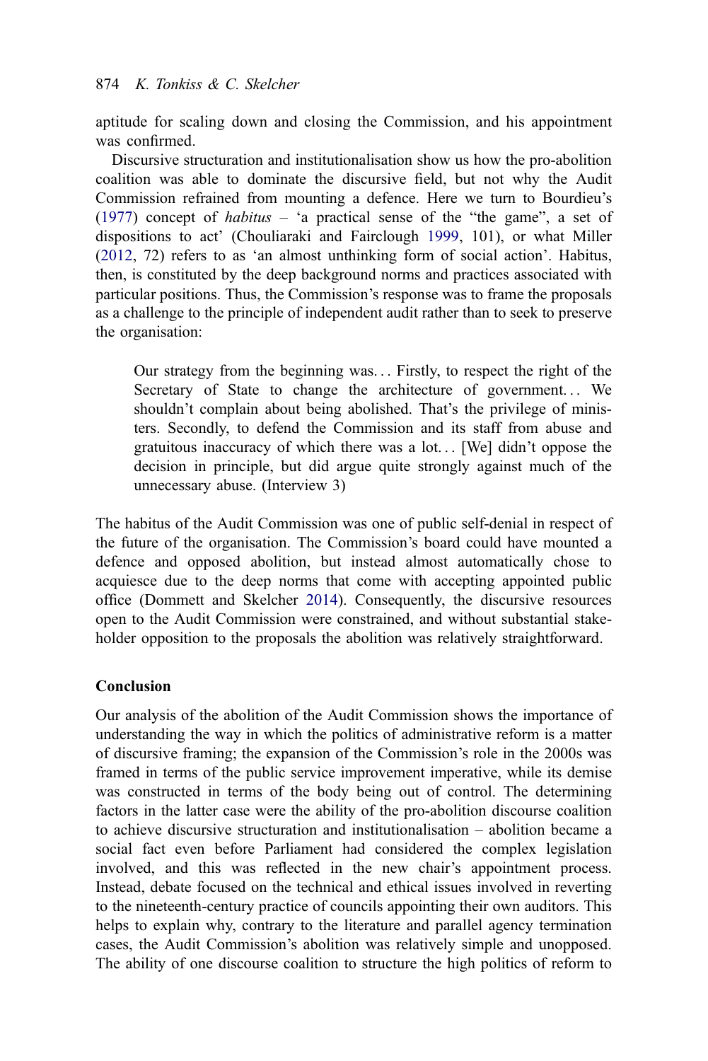aptitude for scaling down and closing the Commission, and his appointment was confirmed.

Discursive structuration and institutionalisation show us how the pro-abolition coalition was able to dominate the discursive field, but not why the Audit Commission refrained from mounting a defence. Here we turn to Bourdieu's (1977) concept of *habitus* – 'a practical sense of the "the game", a set of dispositions to act' (Chouliaraki and Fairclough 1999, 101), or what Miller (2012, 72) refers to as 'an almost unthinking form of social action'. Habitus, then, is constituted by the deep background norms and practices associated with particular positions. Thus, the Commission's response was to frame the proposals as a challenge to the principle of independent audit rather than to seek to preserve the organisation:

> Our strategy from the beginning was... Firstly, to respect the right of the Secretary of State to change the architecture of government... We shouldn't complain about being abolished. That's the privilege of ministers. Secondly, to defend the Commission and its staff from abuse and gratuitous inaccuracy of which there was a lot... [We] didn't oppose the decision in principle, but did argue quite strongly against much of the unnecessary abuse. (Interview 3)

The habitus of the Audit Commission was one of public self-denial in respect of the future of the organisation. The Commission's board could have mounted a defence and opposed abolition, but instead almost automatically chose to acquiesce due to the deep norms that come with accepting appointed public office (Dommett and Skelcher 2014). Consequently, the discursive resources open to the Audit Commission were constrained, and without substantial stakeholder opposition to the proposals the abolition was relatively straightforward.

## Conclusion

Our analysis of the abolition of the Audit Commission shows the importance of understanding the way in which the politics of administrative reform is a matter of discursive framing; the expansion of the Commission's role in the 2000s was framed in terms of the public service improvement imperative, while its demise was constructed in terms of the body being out of control. The determining factors in the latter case were the ability of the pro-abolition discourse coalition to achieve discursive structuration and institutionalisation – abolition became a social fact even before Parliament had considered the complex legislation involved, and this was reflected in the new chair's appointment process. Instead, debate focused on the technical and ethical issues involved in reverting to the nineteenth-century practice of councils appointing their own auditors. This helps to explain why, contrary to the literature and parallel agency termination cases, the Audit Commission's abolition was relatively simple and unopposed. The ability of one discourse coalition to structure the high politics of reform to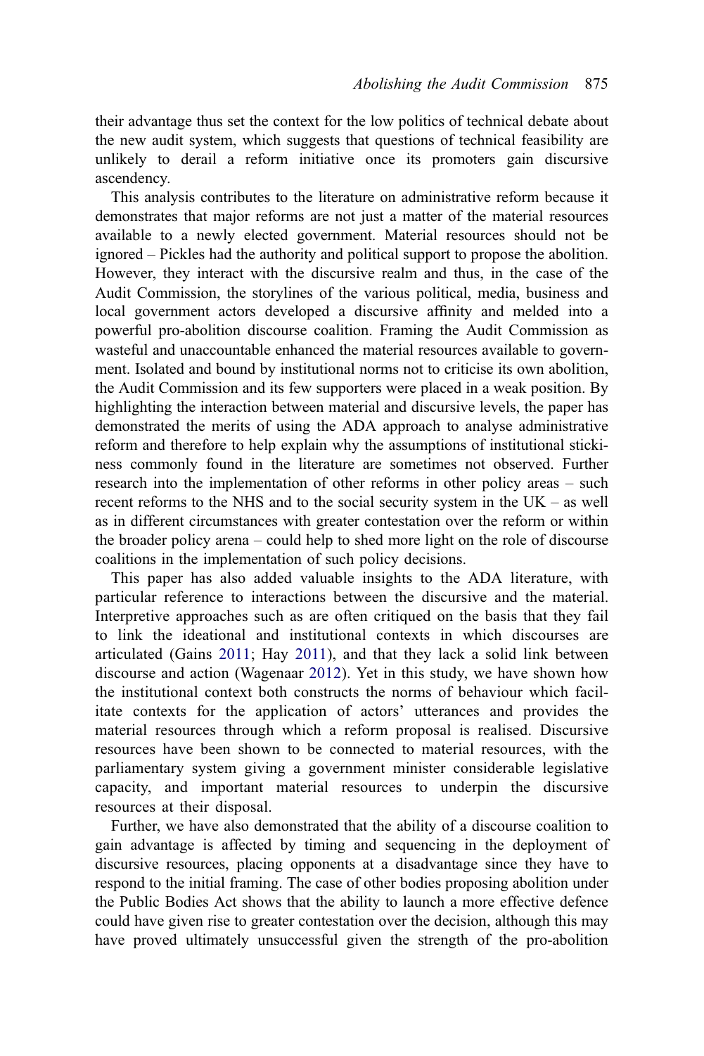their advantage thus set the context for the low politics of technical debate about the new audit system, which suggests that questions of technical feasibility are unlikely to derail a reform initiative once its promoters gain discursive ascendency.

This analysis contributes to the literature on administrative reform because it demonstrates that major reforms are not just a matter of the material resources available to a newly elected government. Material resources should not be ignored – Pickles had the authority and political support to propose the abolition. However, they interact with the discursive realm and thus, in the case of the Audit Commission, the storylines of the various political, media, business and local government actors developed a discursive affinity and melded into a powerful pro-abolition discourse coalition. Framing the Audit Commission as wasteful and unaccountable enhanced the material resources available to government. Isolated and bound by institutional norms not to criticise its own abolition, the Audit Commission and its few supporters were placed in a weak position. By highlighting the interaction between material and discursive levels, the paper has demonstrated the merits of using the ADA approach to analyse administrative reform and therefore to help explain why the assumptions of institutional stickiness commonly found in the literature are sometimes not observed. Further research into the implementation of other reforms in other policy areas – such recent reforms to the NHS and to the social security system in the UK – as well as in different circumstances with greater contestation over the reform or within the broader policy arena – could help to shed more light on the role of discourse coalitions in the implementation of such policy decisions.

This paper has also added valuable insights to the ADA literature, with particular reference to interactions between the discursive and the material. Interpretive approaches such as are often critiqued on the basis that they fail to link the ideational and institutional contexts in which discourses are articulated (Gains 2011; Hay 2011), and that they lack a solid link between discourse and action (Wagenaar 2012). Yet in this study, we have shown how the institutional context both constructs the norms of behaviour which facilitate contexts for the application of actors' utterances and provides the material resources through which a reform proposal is realised. Discursive resources have been shown to be connected to material resources, with the parliamentary system giving a government minister considerable legislative capacity, and important material resources to underpin the discursive resources at their disposal.

Further, we have also demonstrated that the ability of a discourse coalition to gain advantage is affected by timing and sequencing in the deployment of discursive resources, placing opponents at a disadvantage since they have to respond to the initial framing. The case of other bodies proposing abolition under the Public Bodies Act shows that the ability to launch a more effective defence could have given rise to greater contestation over the decision, although this may have proved ultimately unsuccessful given the strength of the pro-abolition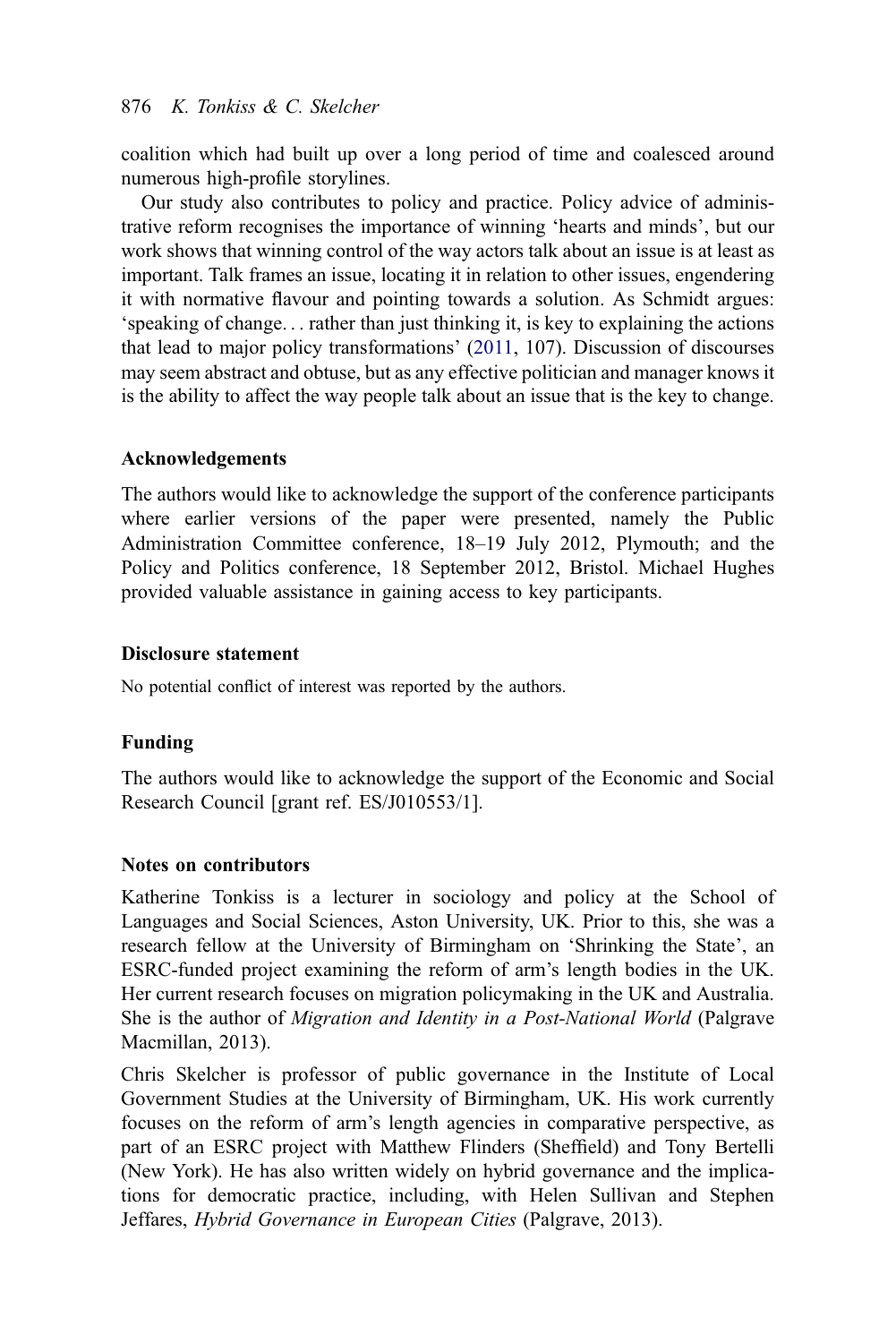coalition which had built up over a long period of time and coalesced around numerous high-profile storylines.

Our study also contributes to policy and practice. Policy advice of administrative reform recognises the importance of winning 'hearts and minds', but our work shows that winning control of the way actors talk about an issue is at least as important. Talk frames an issue, locating it in relation to other issues, engendering it with normative flavour and pointing towards a solution. As Schmidt argues: 'speaking of change… rather than just thinking it, is key to explaining the actions that lead to major policy transformations' (2011, 107). Discussion of discourses may seem abstract and obtuse, but as any effective politician and manager knows it is the ability to affect the way people talk about an issue that is the key to change.

### Acknowledgements

The authors would like to acknowledge the support of the conference participants where earlier versions of the paper were presented, namely the Public Administration Committee conference, 18–19 July 2012, Plymouth; and the Policy and Politics conference, 18 September 2012, Bristol. Michael Hughes provided valuable assistance in gaining access to key participants.

### Disclosure statement

No potential conflict of interest was reported by the authors.

### Funding

The authors would like to acknowledge the support of the Economic and Social Research Council [grant ref. ES/J010553/1].

### Notes on contributors

Katherine Tonkiss is a lecturer in sociology and policy at the School of Languages and Social Sciences, Aston University, UK. Prior to this, she was a research fellow at the University of Birmingham on 'Shrinking the State', an ESRC-funded project examining the reform of arm's length bodies in the UK. Her current research focuses on migration policymaking in the UK and Australia. She is the author of *Migration and Identity in a Post-National World* (Palgrave Macmillan, 2013).

Chris Skelcher is professor of public governance in the Institute of Local Government Studies at the University of Birmingham, UK. His work currently focuses on the reform of arm's length agencies in comparative perspective, as part of an ESRC project with Matthew Flinders (Sheffield) and Tony Bertelli (New York). He has also written widely on hybrid governance and the implications for democratic practice, including, with Helen Sullivan and Stephen Jeffares, *Hybrid Governance in European Cities* (Palgrave, 2013).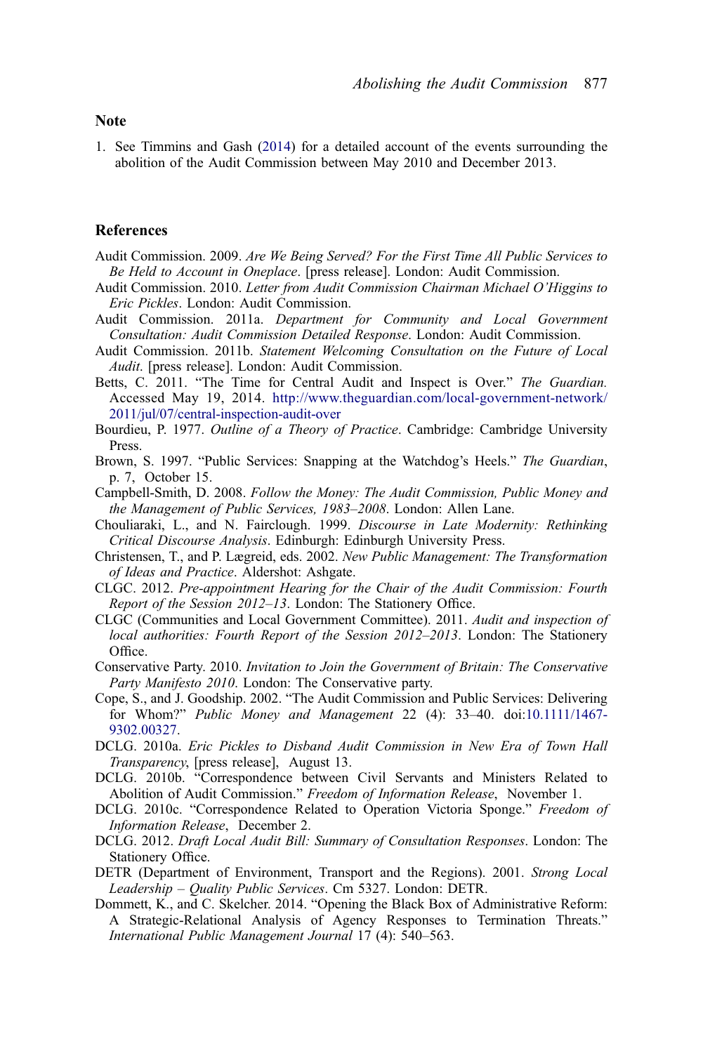## Note

1. See Timmins and Gash (2014) for a detailed account of the events surrounding the abolition of the Audit Commission between May 2010 and December 2013.

## References

Audit Commission. 2009. *Are We Being Served? For the First Time All Public Services to Be Held to Account in Oneplace*. [press release]. London: Audit Commission.

Audit Commission. 2010. *Letter from Audit Commission Chairman Michael O'Higgins to Eric Pickles*. London: Audit Commission.

Audit Commission. 2011a. *Department for Community and Local Government Consultation: Audit Commission Detailed Response*. London: Audit Commission.

Audit Commission. 2011b. *Statement Welcoming Consultation on the Future of Local Audit*. [press release]. London: Audit Commission.

Betts, C. 2011. "The Time for Central Audit and Inspect is Over." *The Guardian.* Accessed May 19, 2014. http://www.theguardian.com/local-government-network/2011/jul/07/central-inspection-audit-over

Bourdieu, P. 1977. *Outline of a Theory of Practice*. Cambridge: Cambridge University Press.

Brown, S. 1997. "Public Services: Snapping at the Watchdog's Heels." *The Guardian*, p. 7, October 15.

Campbell-Smith, D. 2008. *Follow the Money: The Audit Commission, Public Money and the Management of Public Services, 1983–2008*. London: Allen Lane.

Chouliaraki, L., and N. Fairclough. 1999. *Discourse in Late Modernity: Rethinking Critical Discourse Analysis*. Edinburgh: Edinburgh University Press.

Christensen, T., and P. Lægreid, eds. 2002. *New Public Management: The Transformation of Ideas and Practice*. Aldershot: Ashgate.

CLGC. 2012. *Pre-appointment Hearing for the Chair of the Audit Commission: Fourth Report of the Session 2012–13*. London: The Stationery Office.

CLGC (Communities and Local Government Committee). 2011. *Audit and inspection of local authorities: Fourth Report of the Session 2012–2013*. London: The Stationery Office.

Conservative Party. 2010. *Invitation to Join the Government of Britain: The Conservative Party Manifesto 2010*. London: The Conservative party.

Cope, S., and J. Goodship. 2002. "The Audit Commission and Public Services: Delivering for Whom?" *Public Money and Management* 22 (4): 33–40. doi:10.1111/1467-9302.00327.

DCLG. 2010a. *Eric Pickles to Disband Audit Commission in New Era of Town Hall Transparency*, [press release], August 13.

DCLG. 2010b. "Correspondence between Civil Servants and Ministers Related to Abolition of Audit Commission." *Freedom of Information Release*, November 1.

DCLG. 2010c. "Correspondence Related to Operation Victoria Sponge." *Freedom of Information Release*, December 2.

DCLG. 2012. *Draft Local Audit Bill: Summary of Consultation Responses*. London: The Stationery Office.

DETR (Department of Environment, Transport and the Regions). 2001. *Strong Local Leadership – Quality Public Services*. Cm 5327. London: DETR.

Dommett, K., and C. Skelcher. 2014. "Opening the Black Box of Administrative Reform: A Strategic-Relational Analysis of Agency Responses to Termination Threats." *International Public Management Journal* 17 (4): 540–563.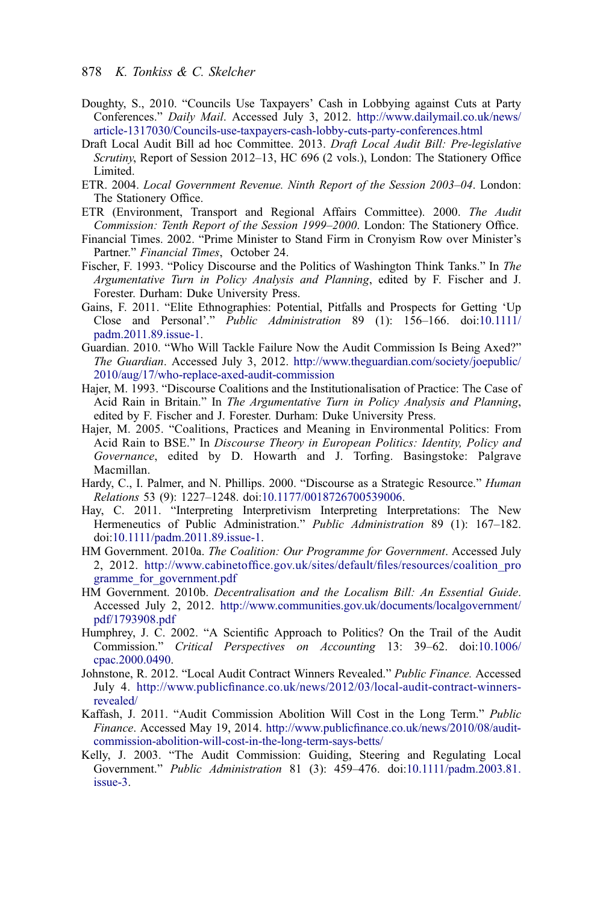Doughty, S., 2010. "Councils Use Taxpayers' Cash in Lobbying against Cuts at Party Conferences." *Daily Mail*. Accessed July 3, 2012. http://www.dailymail.co.uk/news/article-1317030/Councils-use-taxpayers-cash-lobby-cuts-party-conferences.html

Draft Local Audit Bill ad hoc Committee. 2013. *Draft Local Audit Bill: Pre-legislative Scrutiny*, Report of Session 2012–13, HC 696 (2 vols.), London: The Stationery Office Limited.

ETR. 2004. *Local Government Revenue. Ninth Report of the Session 2003–04*. London: The Stationery Office.

ETR (Environment, Transport and Regional Affairs Committee). 2000. *The Audit Commission: Tenth Report of the Session 1999–2000*. London: The Stationery Office.

Financial Times. 2002. "Prime Minister to Stand Firm in Cronyism Row over Minister's Partner." *Financial Times*, October 24.

Fischer, F. 1993. "Policy Discourse and the Politics of Washington Think Tanks." In *The Argumentative Turn in Policy Analysis and Planning*, edited by F. Fischer and J. Forester. Durham: Duke University Press.

Gains, F. 2011. "Elite Ethnographies: Potential, Pitfalls and Prospects for Getting 'Up Close and Personal'." *Public Administration* 89 (1): 156–166. doi:10.1111/padm.2011.89.issue-1.

Guardian. 2010. "Who Will Tackle Failure Now the Audit Commission Is Being Axed?" *The Guardian*. Accessed July 3, 2012. http://www.theguardian.com/society/joepublic/2010/aug/17/who-replace-axed-audit-commission

Hajer, M. 1993. "Discourse Coalitions and the Institutionalisation of Practice: The Case of Acid Rain in Britain." In *The Argumentative Turn in Policy Analysis and Planning*, edited by F. Fischer and J. Forester. Durham: Duke University Press.

Hajer, M. 2005. "Coalitions, Practices and Meaning in Environmental Politics: From Acid Rain to BSE." In *Discourse Theory in European Politics: Identity, Policy and Governance*, edited by D. Howarth and J. Torfing. Basingstoke: Palgrave Macmillan.

Hardy, C., I. Palmer, and N. Phillips. 2000. "Discourse as a Strategic Resource." *Human Relations* 53 (9): 1227–1248. doi:10.1177/0018726700539006.

Hay, C. 2011. "Interpreting Interpretivism Interpreting Interpretations: The New Hermeneutics of Public Administration." *Public Administration* 89 (1): 167–182. doi:10.1111/padm.2011.89.issue-1.

HM Government. 2010a. *The Coalition: Our Programme for Government*. Accessed July 2, 2012. http://www.cabinetoffice.gov.uk/sites/default/files/resources/coalition_programme_for_government.pdf

HM Government. 2010b. *Decentralisation and the Localism Bill: An Essential Guide*. Accessed July 2, 2012. http://www.communities.gov.uk/documents/localgovernment/pdf/1793908.pdf

Humphrey, J. C. 2002. "A Scientific Approach to Politics? On the Trail of the Audit Commission." *Critical Perspectives on Accounting* 13: 39–62. doi:10.1006/cpac.2000.0490.

Johnstone, R. 2012. "Local Audit Contract Winners Revealed." *Public Finance.* Accessed July 4. http://www.publicfinance.co.uk/news/2012/03/local-audit-contract-winners-revealed/

Kaffash, J. 2011. "Audit Commission Abolition Will Cost in the Long Term." *Public Finance*. Accessed May 19, 2014. http://www.publicfinance.co.uk/news/2010/08/audit-commission-abolition-will-cost-in-the-long-term-says-betts/

Kelly, J. 2003. "The Audit Commission: Guiding, Steering and Regulating Local Government." *Public Administration* 81 (3): 459–476. doi:10.1111/padm.2003.81.issue-3.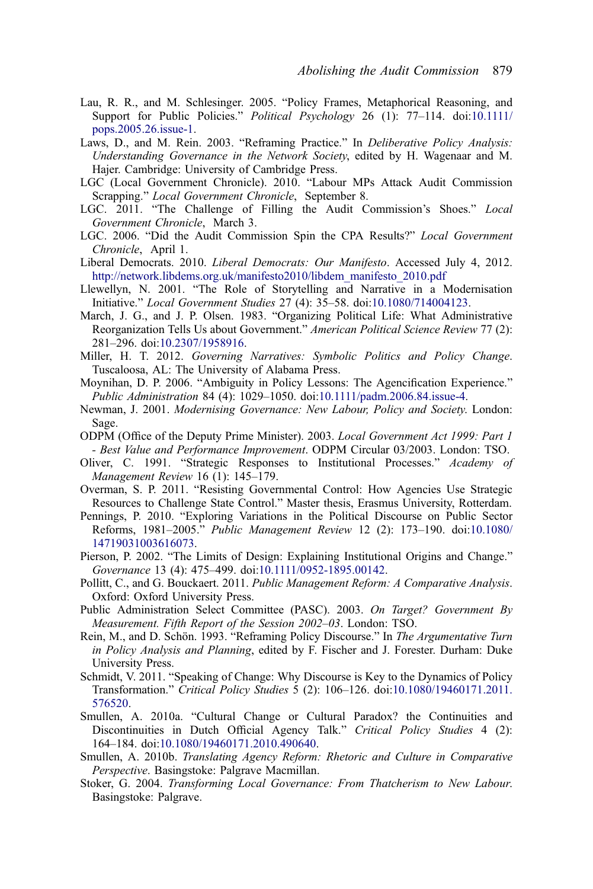Lau, R. R., and M. Schlesinger. 2005. "Policy Frames, Metaphorical Reasoning, and Support for Public Policies." *Political Psychology* 26 (1): 77–114. doi:10.1111/pops.2005.26.issue-1.

Laws, D., and M. Rein. 2003. "Reframing Practice." In *Deliberative Policy Analysis: Understanding Governance in the Network Society*, edited by H. Wagenaar and M. Hajer. Cambridge: University of Cambridge Press.

LGC (Local Government Chronicle). 2010. "Labour MPs Attack Audit Commission Scrapping." *Local Government Chronicle*, September 8.

LGC. 2011. "The Challenge of Filling the Audit Commission's Shoes." *Local Government Chronicle*, March 3.

LGC. 2006. "Did the Audit Commission Spin the CPA Results?" *Local Government Chronicle*, April 1.

Liberal Democrats. 2010. *Liberal Democrats: Our Manifesto*. Accessed July 4, 2012. http://network.libdems.org.uk/manifesto2010/libdem_manifesto_2010.pdf

Llewellyn, N. 2001. "The Role of Storytelling and Narrative in a Modernisation Initiative." *Local Government Studies* 27 (4): 35–58. doi:10.1080/714004123.

March, J. G., and J. P. Olsen. 1983. "Organizing Political Life: What Administrative Reorganization Tells Us about Government." *American Political Science Review* 77 (2): 281–296. doi:10.2307/1958916.

Miller, H. T. 2012. *Governing Narratives: Symbolic Politics and Policy Change*. Tuscaloosa, AL: The University of Alabama Press.

Moynihan, D. P. 2006. "Ambiguity in Policy Lessons: The Agencification Experience." *Public Administration* 84 (4): 1029–1050. doi:10.1111/padm.2006.84.issue-4.

Newman, J. 2001. *Modernising Governance: New Labour, Policy and Society*. London: Sage.

ODPM (Office of the Deputy Prime Minister). 2003. *Local Government Act 1999: Part 1 - Best Value and Performance Improvement*. ODPM Circular 03/2003. London: TSO.

Oliver, C. 1991. "Strategic Responses to Institutional Processes." *Academy of Management Review* 16 (1): 145–179.

Overman, S. P. 2011. "Resisting Governmental Control: How Agencies Use Strategic Resources to Challenge State Control." Master thesis, Erasmus University, Rotterdam.

Pennings, P. 2010. "Exploring Variations in the Political Discourse on Public Sector Reforms, 1981–2005." *Public Management Review* 12 (2): 173–190. doi:10.1080/14719031003616073.

Pierson, P. 2002. "The Limits of Design: Explaining Institutional Origins and Change." *Governance* 13 (4): 475–499. doi:10.1111/0952-1895.00142.

Pollitt, C., and G. Bouckaert. 2011. *Public Management Reform: A Comparative Analysis*. Oxford: Oxford University Press.

Public Administration Select Committee (PASC). 2003. *On Target? Government By Measurement. Fifth Report of the Session 2002–03*. London: TSO.

Rein, M., and D. Schön. 1993. "Reframing Policy Discourse." In *The Argumentative Turn in Policy Analysis and Planning*, edited by F. Fischer and J. Forester. Durham: Duke University Press.

Schmidt, V. 2011. "Speaking of Change: Why Discourse is Key to the Dynamics of Policy Transformation." *Critical Policy Studies* 5 (2): 106–126. doi:10.1080/19460171.2011.576520.

Smullen, A. 2010a. "Cultural Change or Cultural Paradox? the Continuities and Discontinuities in Dutch Official Agency Talk." *Critical Policy Studies* 4 (2): 164–184. doi:10.1080/19460171.2010.490640.

Smullen, A. 2010b. *Translating Agency Reform: Rhetoric and Culture in Comparative Perspective*. Basingstoke: Palgrave Macmillan.

Stoker, G. 2004. *Transforming Local Governance: From Thatcherism to New Labour*. Basingstoke: Palgrave.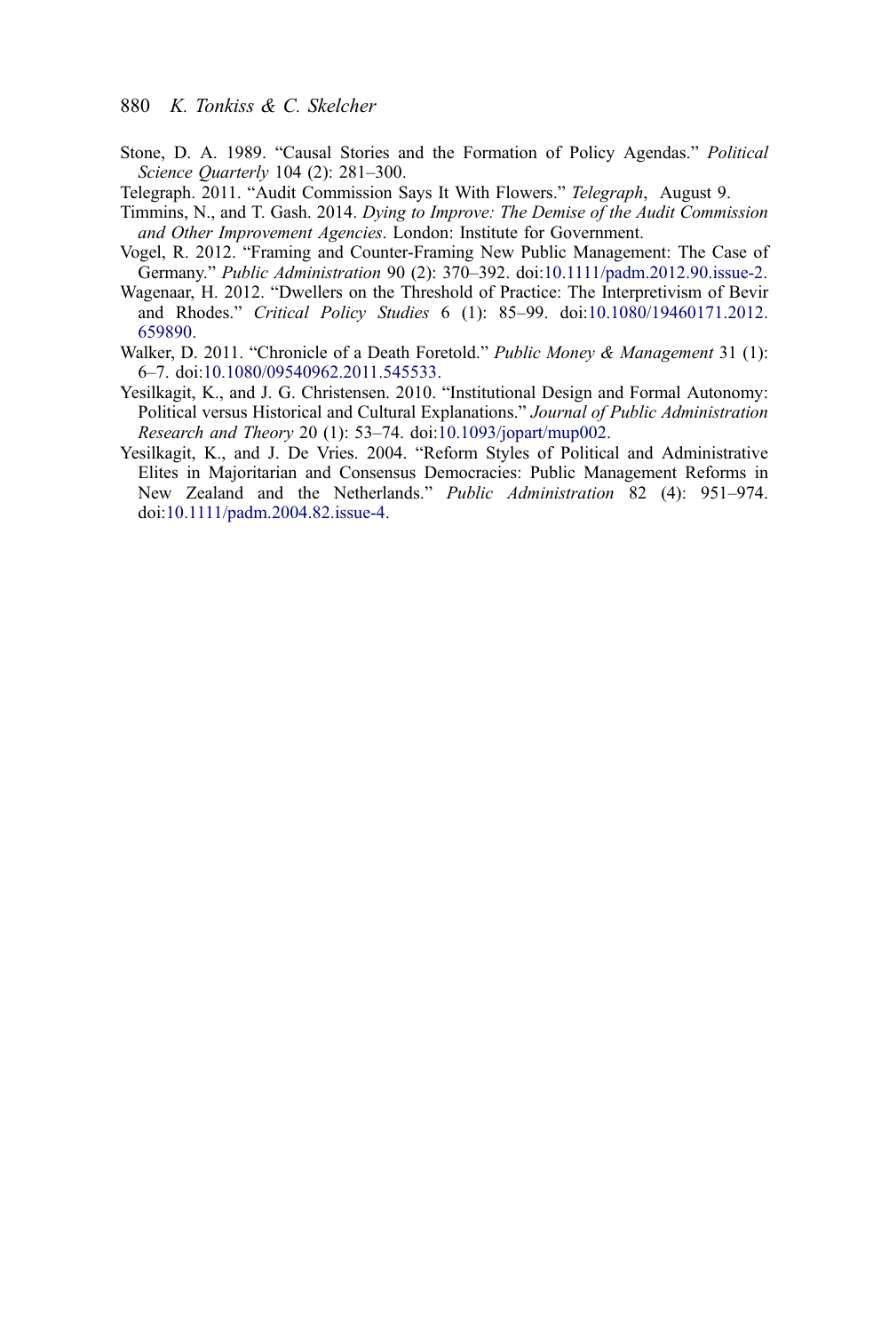Stone, D. A. 1989. "Causal Stories and the Formation of Policy Agendas." *Political Science Quarterly* 104 (2): 281–300.

Telegraph. 2011. "Audit Commission Says It With Flowers." *Telegraph*, August 9.

Timmins, N., and T. Gash. 2014. *Dying to Improve: The Demise of the Audit Commission and Other Improvement Agencies*. London: Institute for Government.

Vogel, R. 2012. "Framing and Counter-Framing New Public Management: The Case of Germany." *Public Administration* 90 (2): 370–392. doi:10.1111/padm.2012.90.issue-2.

Wagenaar, H. 2012. "Dwellers on the Threshold of Practice: The Interpretivism of Bevir and Rhodes." *Critical Policy Studies* 6 (1): 85–99. doi:10.1080/19460171.2012.659890.

Walker, D. 2011. "Chronicle of a Death Foretold." *Public Money & Management* 31 (1): 6–7. doi:10.1080/09540962.2011.545533.

Yesilkagit, K., and J. G. Christensen. 2010. "Institutional Design and Formal Autonomy: Political versus Historical and Cultural Explanations." *Journal of Public Administration Research and Theory* 20 (1): 53–74. doi:10.1093/jopart/mup002.

Yesilkagit, K., and J. De Vries. 2004. "Reform Styles of Political and Administrative Elites in Majoritarian and Consensus Democracies: Public Management Reforms in New Zealand and the Netherlands." *Public Administration* 82 (4): 951–974. doi:10.1111/padm.2004.82.issue-4.